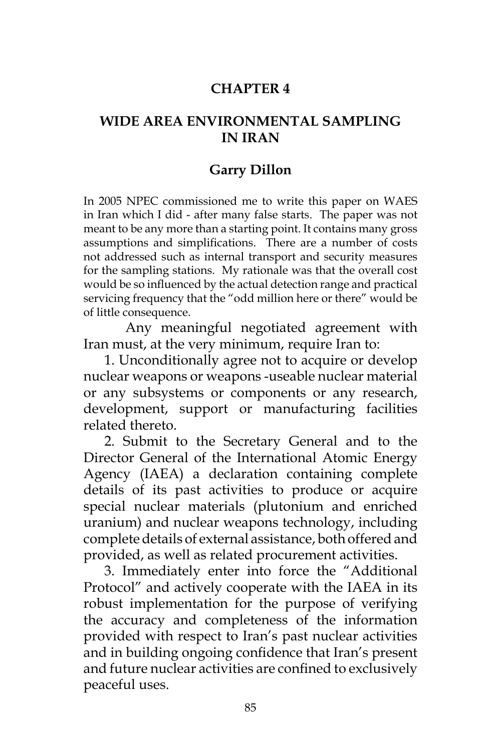# CHAPTER 4

## WIDE AREA ENVIRONMENTAL SAMPLING IN IRAN

### Garry Dillon

In 2005 NPEC commissioned me to write this paper on WAES in Iran which I did - after many false starts. The paper was not meant to be any more than a starting point. It contains many gross assumptions and simplifications. There are a number of costs not addressed such as internal transport and security measures for the sampling stations. My rationale was that the overall cost would be so influenced by the actual detection range and practical servicing frequency that the "odd million here or there" would be of little consequence.

Any meaningful negotiated agreement with Iran must, at the very minimum, require Iran to:

1. Unconditionally agree not to acquire or develop nuclear weapons or weapons -useable nuclear material or any subsystems or components or any research, development, support or manufacturing facilities related thereto.
2. Submit to the Secretary General and to the Director General of the International Atomic Energy Agency (IAEA) a declaration containing complete details of its past activities to produce or acquire special nuclear materials (plutonium and enriched uranium) and nuclear weapons technology, including complete details of external assistance, both offered and provided, as well as related procurement activities.
3. Immediately enter into force the "Additional Protocol" and actively cooperate with the IAEA in its robust implementation for the purpose of verifying the accuracy and completeness of the information provided with respect to Iran's past nuclear activities and in building ongoing confidence that Iran's present and future nuclear activities are confined to exclusively peaceful uses.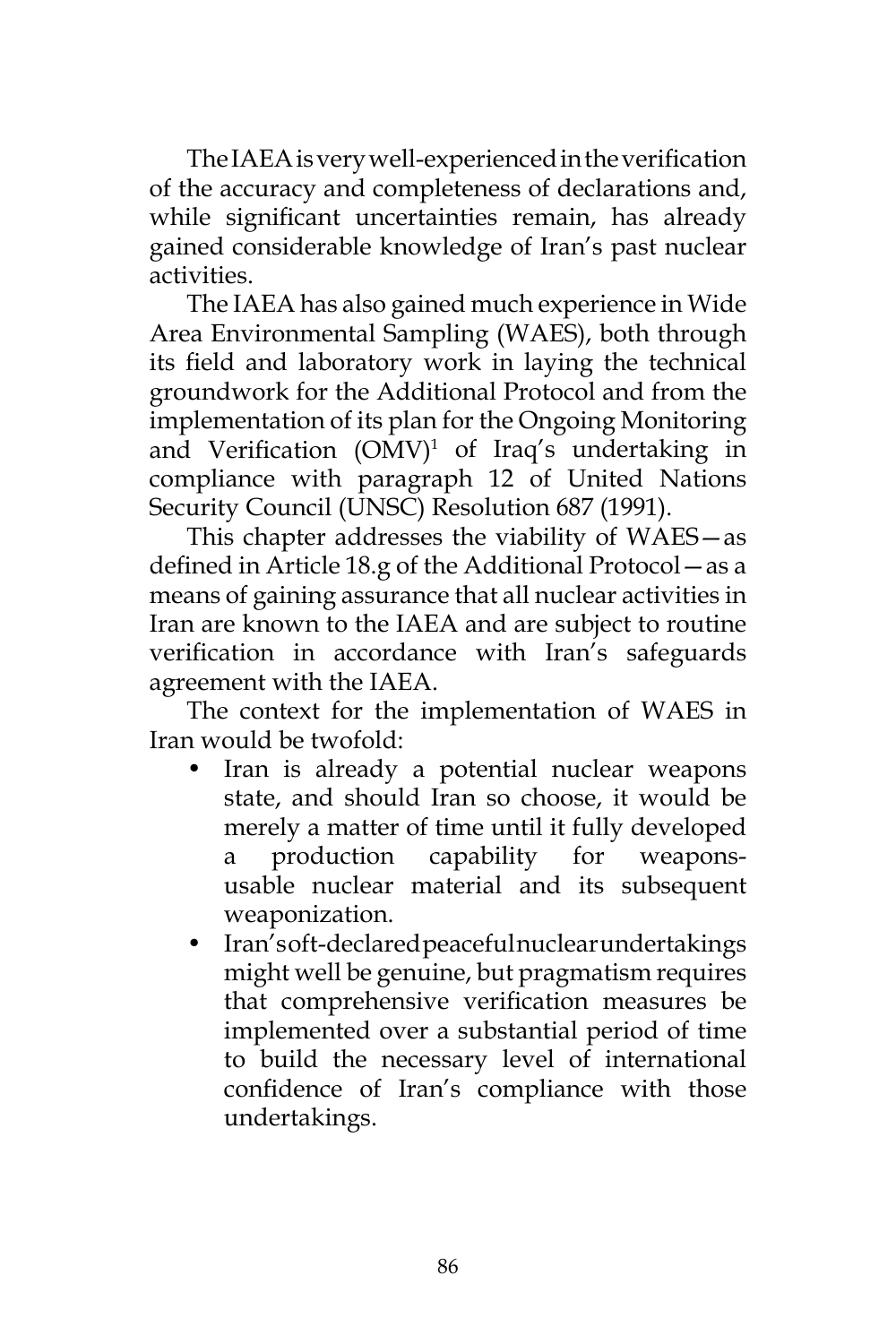The IAEA is very well-experienced in the verification of the accuracy and completeness of declarations and, while significant uncertainties remain, has already gained considerable knowledge of Iran's past nuclear activities.

The IAEA has also gained much experience in Wide Area Environmental Sampling (WAES), both through its field and laboratory work in laying the technical groundwork for the Additional Protocol and from the implementation of its plan for the Ongoing Monitoring and Verification (OMV)[1] of Iraq's undertaking in compliance with paragraph 12 of United Nations Security Council (UNSC) Resolution 687 (1991).

This chapter addresses the viability of WAES—as defined in Article 18.g of the Additional Protocol—as a means of gaining assurance that all nuclear activities in Iran are known to the IAEA and are subject to routine verification in accordance with Iran's safeguards agreement with the IAEA.

The context for the implementation of WAES in Iran would be twofold:

- Iran is already a potential nuclear weapons state, and should Iran so choose, it would be merely a matter of time until it fully developed a production capability for weapons-usable nuclear material and its subsequent weaponization.
- Iran's oft-declared peaceful nuclear undertakings might well be genuine, but pragmatism requires that comprehensive verification measures be implemented over a substantial period of time to build the necessary level of international confidence of Iran's compliance with those undertakings.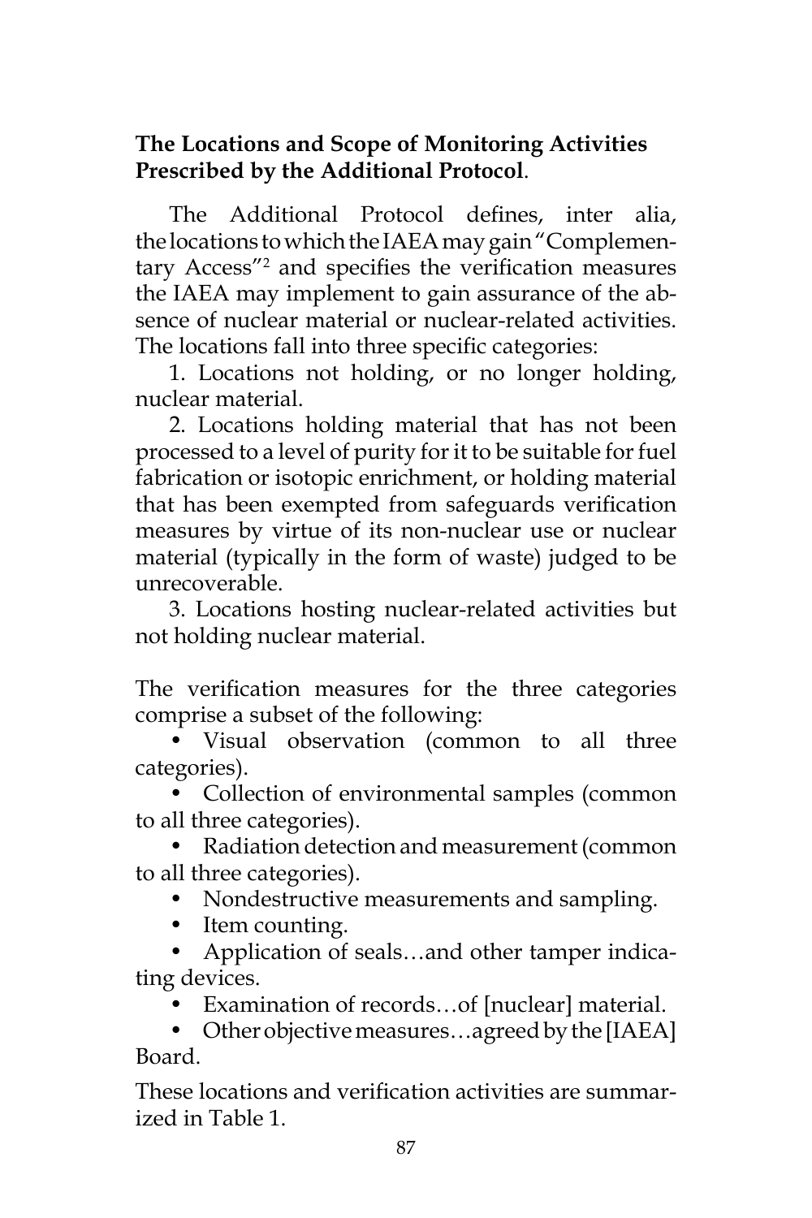**The Locations and Scope of Monitoring Activities Prescribed by the Additional Protocol**.

The Additional Protocol defines, inter alia, the locations to which the IAEA may gain "Complementary Access"[2] and specifies the verification measures the IAEA may implement to gain assurance of the absence of nuclear material or nuclear-related activities. The locations fall into three specific categories:

1. Locations not holding, or no longer holding, nuclear material.
2. Locations holding material that has not been processed to a level of purity for it to be suitable for fuel fabrication or isotopic enrichment, or holding material that has been exempted from safeguards verification measures by virtue of its non-nuclear use or nuclear material (typically in the form of waste) judged to be unrecoverable.
3. Locations hosting nuclear-related activities but not holding nuclear material.

The verification measures for the three categories comprise a subset of the following:

- Visual observation (common to all three categories).
- Collection of environmental samples (common to all three categories).
- Radiation detection and measurement (common to all three categories).
- Nondestructive measurements and sampling.
- Item counting.
- Application of seals…and other tamper indicating devices.
- Examination of records…of [nuclear] material.
- Other objective measures…agreed by the [IAEA] Board.

These locations and verification activities are summarized in Table 1.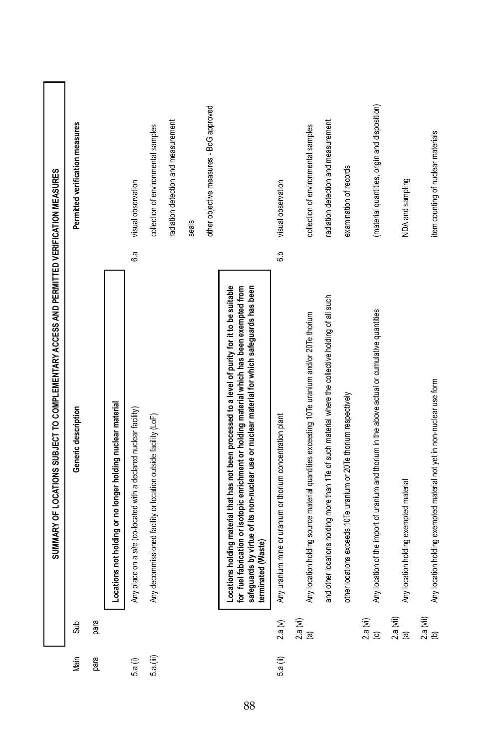## SUMMARY OF LOCATIONS SUBJECT TO COMPLEMENTARY ACCESS AND PERMITTED VERIFICATION MEASURES

| Main para | Sub para | Generic description | | Permitted verification measures |
|---|---|---|---|---|
| | | **Locations not holding or no longer holding nuclear material** | | |
| 5.a (i) | | Any place on a *site* (co-located with a declared nuclear facility) | 6.a | visual observation |
| 5.a (iii) | | Any decommissioned facility or location outside facility (LoF) | | collection of environmental samples |
| | | | | radiation detection and measurement |
| | | | | seals |
| | | | | other objective measures - BoG approved |
| | | **Locations holding material that has not been processed to a level of purity for it to be suitable for fuel fabrication or isotopic enrichment or holding material which has been exempted from safeguards by virtue of its non-nuclear use or nuclear material for which safeguards has been terminated (Waste)** | | |
| 5.a (ii) | 2.a (v) | Any uranium mine or uranium or thorium concentration plant | 6.b | visual observation |
| | 2.a (vi) (a) | Any location holding source material quantities exceeding 10Te uranium and/or 20Te thorium | | collection of environmental samples |
| | | and other locations holding more than 1Te of such material where the collective holding of all such | | radiation detection and measurement |
| | | other locations exceeds 10Te uranium or 20Te thorium respectively | | examination of records |
| | 2.a (vi) (c) | Any location of the import of uranium and thorium in the above actual or cumulative quantities | | (material quantities, origin and disposition) |
| | 2.a (vii) (a) | Any location holding exempted material | | NDA and sampling |
| | 2.a (vii) (b) | Any location holding exempted material not yet in non-nuclear use form | | item counting of nuclear materials |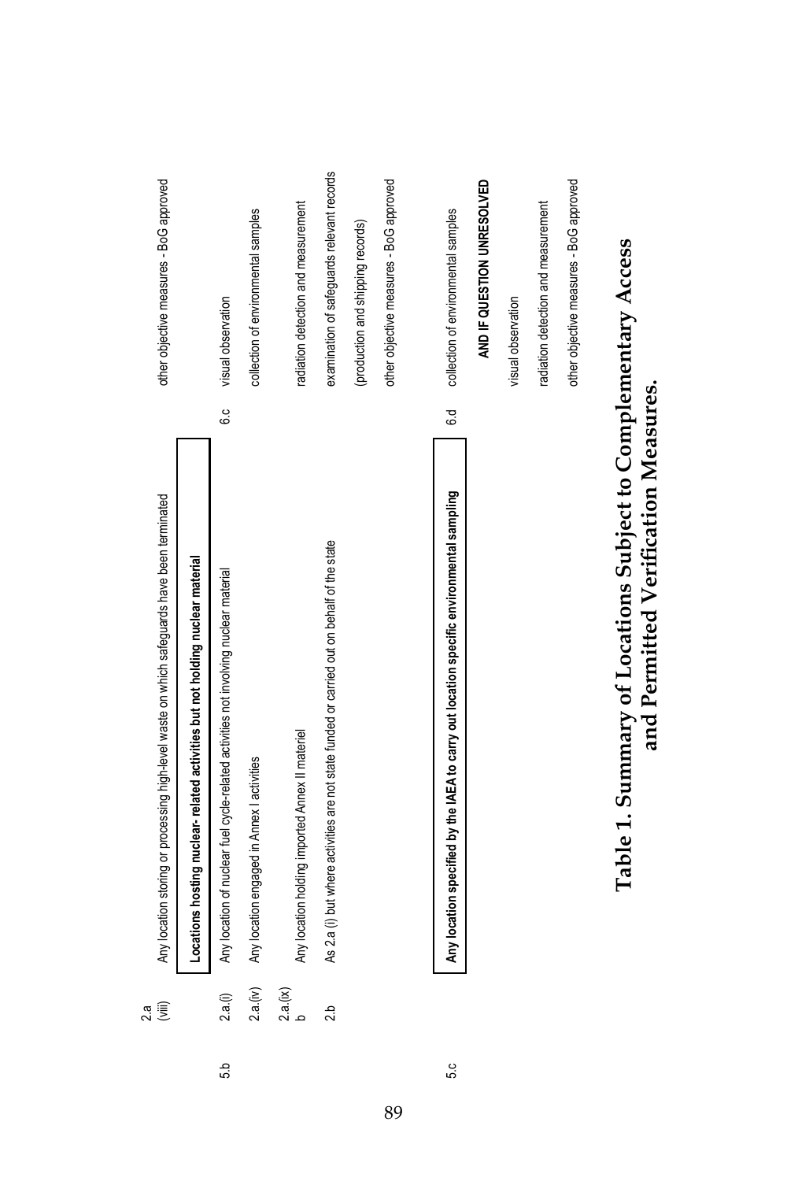| | | | | |
|---|---|---|---|---|
| | 2.a (viii) | Any location storing or processing high-level waste on which safeguards have been terminated | | other objective measures - BoG approved |
| | | **Locations hosting nuclear- related activities but not holding nuclear material** | | |
| 5.b | 2.a.(i) | Any location of nuclear fuel cycle-related activities not involving nuclear material | 6.c | visual observation |
| | 2.a.(iv) | Any location engaged in Annex I activities | | collection of environmental samples |
| | 2.a.(ix) b | Any location holding imported Annex II materiel | | radiation detection and measurement |
| | 2.b | As 2.a (i) but where activities are not state funded or carried out on behalf of the state | | examination of safeguards relevant records (production and shipping records) |
| | | | | other objective measures - BoG approved |
| 5.c | | **Any location specified by the IAEA to carry out location specific environmental sampling** | 6.d | collection of environmental samples |
| | | | | **AND IF QUESTION UNRESOLVED** |
| | | | | visual observation |
| | | | | radiation detection and measurement |
| | | | | other objective measures - BoG approved |

**Table 1. Summary of Locations Subject to Complementary Access and Permitted Verification Measures.**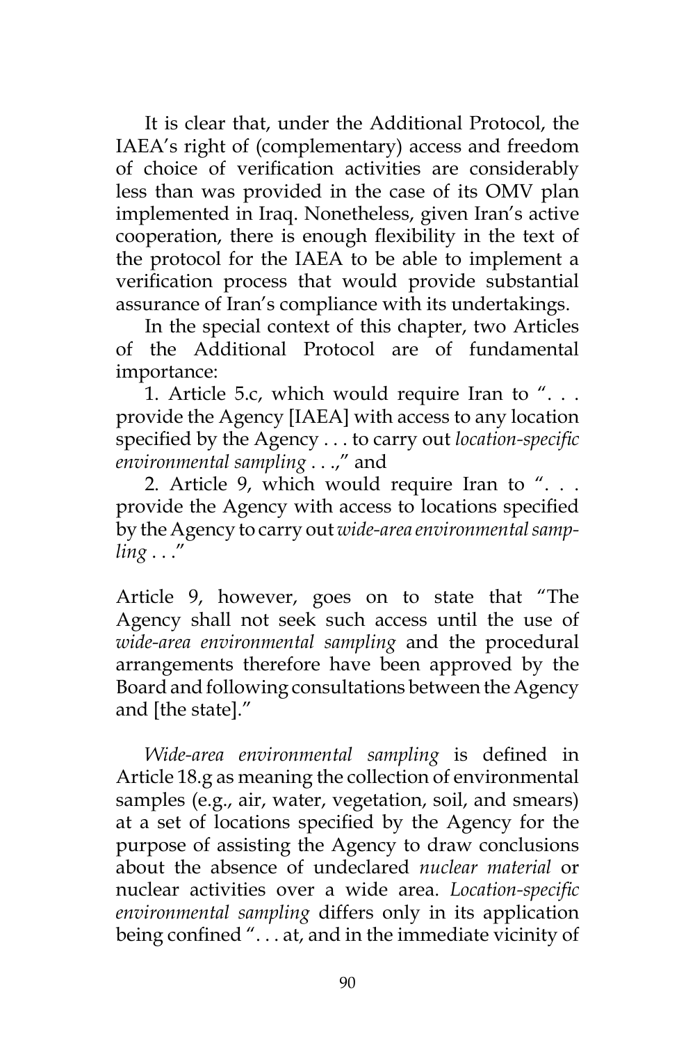It is clear that, under the Additional Protocol, the IAEA's right of (complementary) access and freedom of choice of verification activities are considerably less than was provided in the case of its OMV plan implemented in Iraq. Nonetheless, given Iran's active cooperation, there is enough flexibility in the text of the protocol for the IAEA to be able to implement a verification process that would provide substantial assurance of Iran's compliance with its undertakings.

In the special context of this chapter, two Articles of the Additional Protocol are of fundamental importance:

1. Article 5.c, which would require Iran to ". . . provide the Agency [IAEA] with access to any location specified by the Agency . . . to carry out *location-specific environmental sampling* . . .," and

2. Article 9, which would require Iran to ". . . provide the Agency with access to locations specified by the Agency to carry out *wide-area environmental sampling* . . ."

Article 9, however, goes on to state that "The Agency shall not seek such access until the use of *wide-area environmental sampling* and the procedural arrangements therefore have been approved by the Board and following consultations between the Agency and [the state]."

*Wide-area environmental sampling* is defined in Article 18.g as meaning the collection of environmental samples (e.g., air, water, vegetation, soil, and smears) at a set of locations specified by the Agency for the purpose of assisting the Agency to draw conclusions about the absence of undeclared *nuclear material* or nuclear activities over a wide area. *Location-specific environmental sampling* differs only in its application being confined ". . . at, and in the immediate vicinity of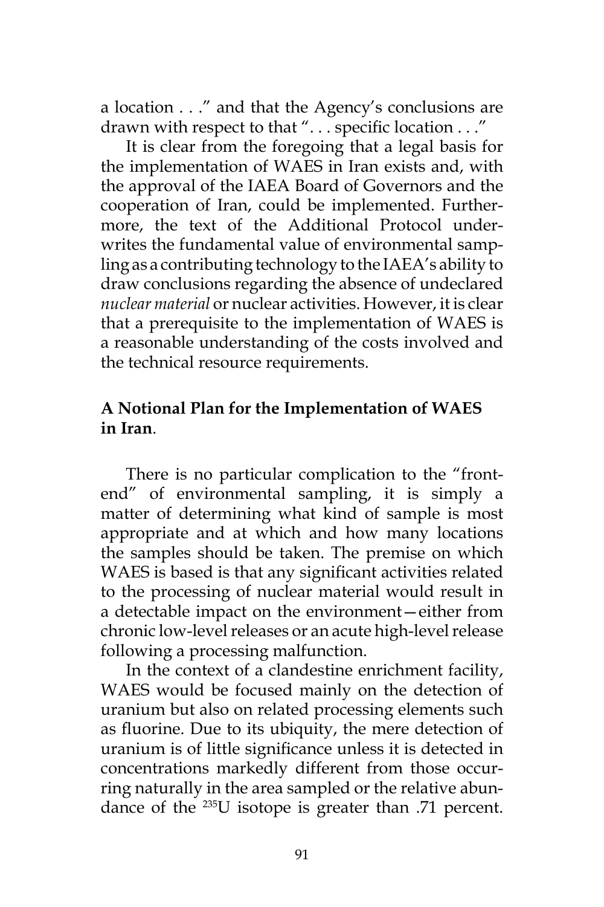a location . . ." and that the Agency's conclusions are drawn with respect to that ". . . specific location . . ."

It is clear from the foregoing that a legal basis for the implementation of WAES in Iran exists and, with the approval of the IAEA Board of Governors and the cooperation of Iran, could be implemented. Furthermore, the text of the Additional Protocol underwrites the fundamental value of environmental sampling as a contributing technology to the IAEA's ability to draw conclusions regarding the absence of undeclared *nuclear material* or nuclear activities. However, it is clear that a prerequisite to the implementation of WAES is a reasonable understanding of the costs involved and the technical resource requirements.

**A Notional Plan for the Implementation of WAES in Iran**.

There is no particular complication to the "front-end" of environmental sampling, it is simply a matter of determining what kind of sample is most appropriate and at which and how many locations the samples should be taken. The premise on which WAES is based is that any significant activities related to the processing of nuclear material would result in a detectable impact on the environment—either from chronic low-level releases or an acute high-level release following a processing malfunction.

In the context of a clandestine enrichment facility, WAES would be focused mainly on the detection of uranium but also on related processing elements such as fluorine. Due to its ubiquity, the mere detection of uranium is of little significance unless it is detected in concentrations markedly different from those occurring naturally in the area sampled or the relative abundance of the $^{235}U$ isotope is greater than .71 percent.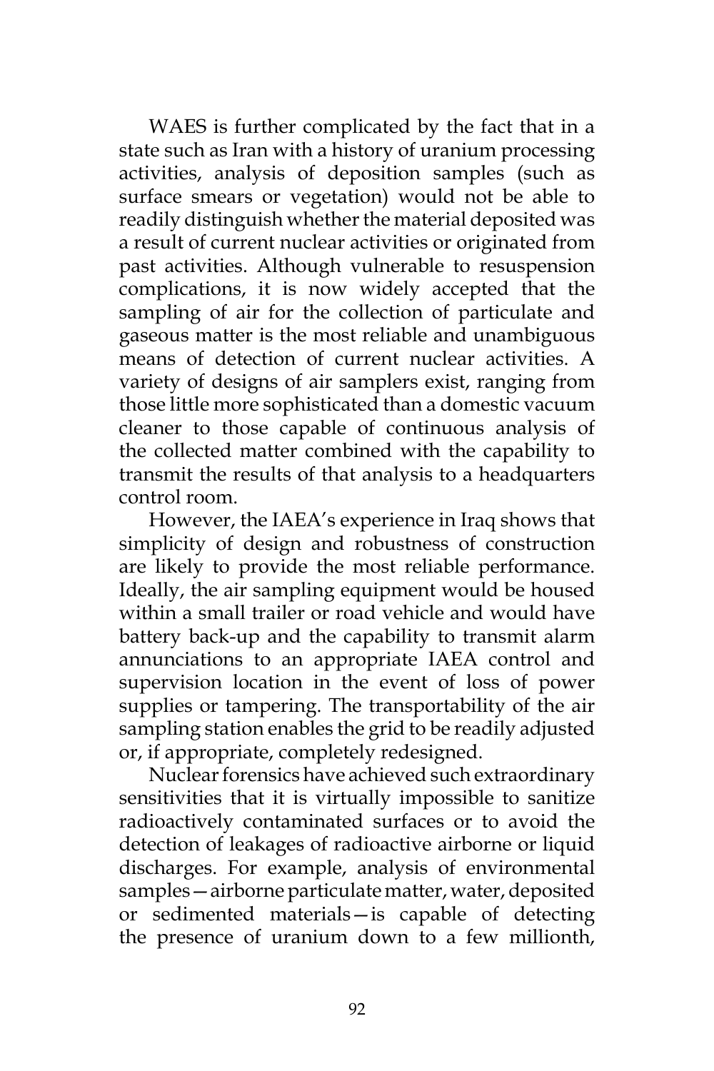WAES is further complicated by the fact that in a state such as Iran with a history of uranium processing activities, analysis of deposition samples (such as surface smears or vegetation) would not be able to readily distinguish whether the material deposited was a result of current nuclear activities or originated from past activities. Although vulnerable to resuspension complications, it is now widely accepted that the sampling of air for the collection of particulate and gaseous matter is the most reliable and unambiguous means of detection of current nuclear activities. A variety of designs of air samplers exist, ranging from those little more sophisticated than a domestic vacuum cleaner to those capable of continuous analysis of the collected matter combined with the capability to transmit the results of that analysis to a headquarters control room.

However, the IAEA's experience in Iraq shows that simplicity of design and robustness of construction are likely to provide the most reliable performance. Ideally, the air sampling equipment would be housed within a small trailer or road vehicle and would have battery back-up and the capability to transmit alarm annunciations to an appropriate IAEA control and supervision location in the event of loss of power supplies or tampering. The transportability of the air sampling station enables the grid to be readily adjusted or, if appropriate, completely redesigned.

Nuclear forensics have achieved such extraordinary sensitivities that it is virtually impossible to sanitize radioactively contaminated surfaces or to avoid the detection of leakages of radioactive airborne or liquid discharges. For example, analysis of environmental samples—airborne particulate matter, water, deposited or sedimented materials—is capable of detecting the presence of uranium down to a few millionth,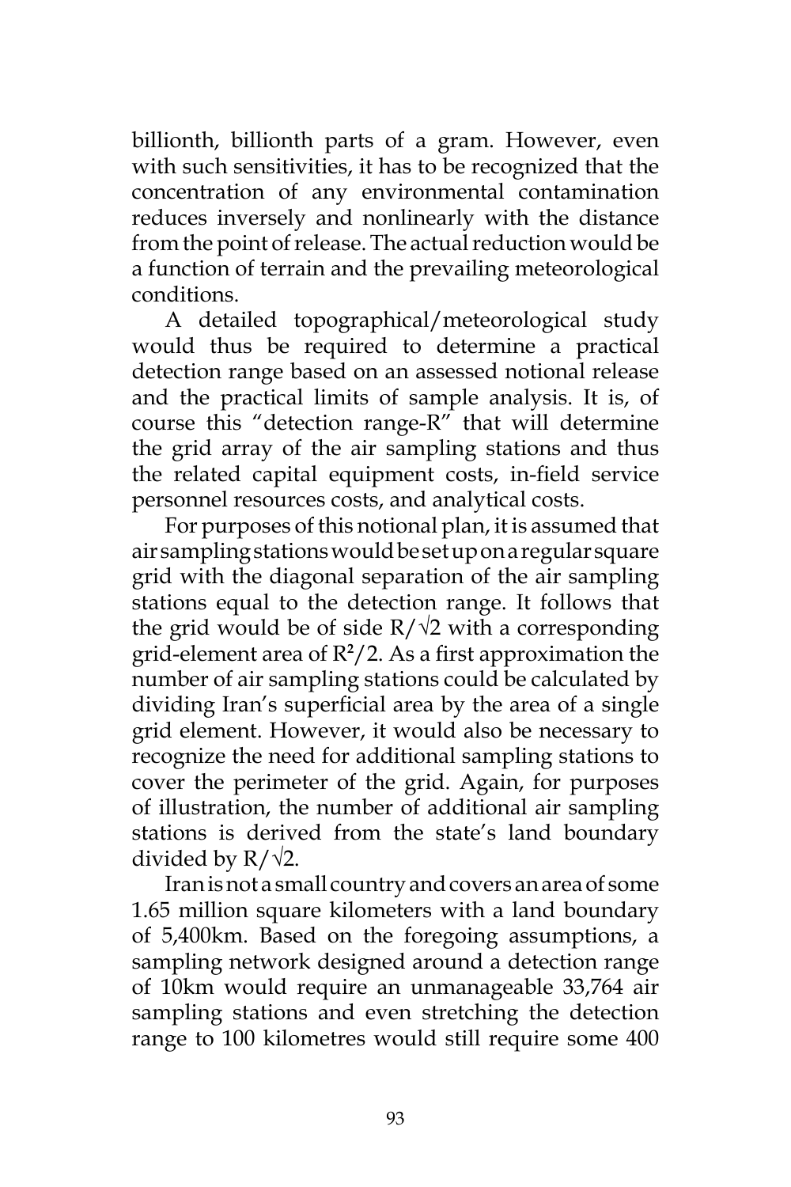billionth, billionth parts of a gram. However, even with such sensitivities, it has to be recognized that the concentration of any environmental contamination reduces inversely and nonlinearly with the distance from the point of release. The actual reduction would be a function of terrain and the prevailing meteorological conditions.

A detailed topographical/meteorological study would thus be required to determine a practical detection range based on an assessed notional release and the practical limits of sample analysis. It is, of course this "detection range-R" that will determine the grid array of the air sampling stations and thus the related capital equipment costs, in-field service personnel resources costs, and analytical costs.

For purposes of this notional plan, it is assumed that air sampling stations would be set up on a regular square grid with the diagonal separation of the air sampling stations equal to the detection range. It follows that the grid would be of side $R/\sqrt{2}$ with a corresponding grid-element area of $R^2/2$. As a first approximation the number of air sampling stations could be calculated by dividing Iran's superficial area by the area of a single grid element. However, it would also be necessary to recognize the need for additional sampling stations to cover the perimeter of the grid. Again, for purposes of illustration, the number of additional air sampling stations is derived from the state's land boundary divided by $R/\sqrt{2}$.

Iran is not a small country and covers an area of some 1.65 million square kilometers with a land boundary of 5,400km. Based on the foregoing assumptions, a sampling network designed around a detection range of 10km would require an unmanageable 33,764 air sampling stations and even stretching the detection range to 100 kilometres would still require some 400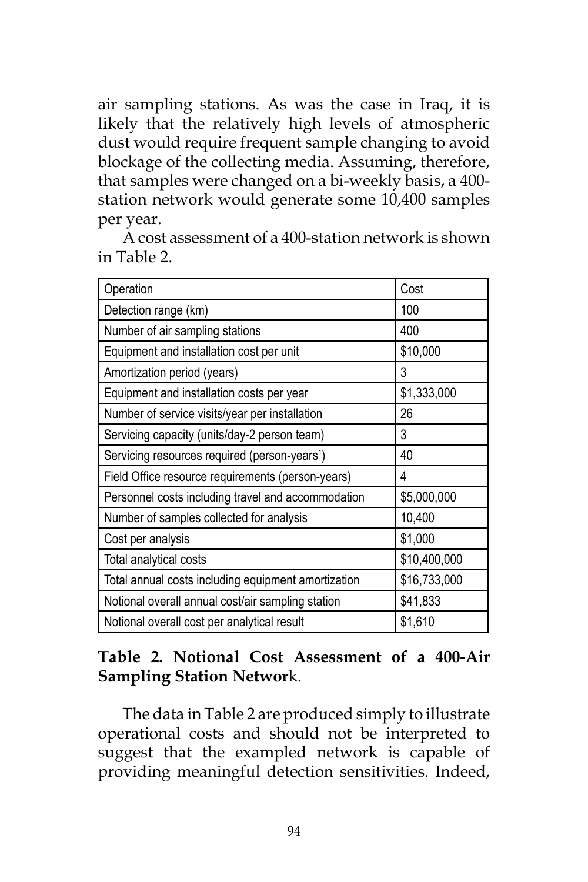air sampling stations. As was the case in Iraq, it is likely that the relatively high levels of atmospheric dust would require frequent sample changing to avoid blockage of the collecting media. Assuming, therefore, that samples were changed on a bi-weekly basis, a 400-station network would generate some 10,400 samples per year.

A cost assessment of a 400-station network is shown in Table 2.

| Operation | Cost |
|---|---|
| Detection range (km) | 100 |
| Number of air sampling stations | 400 |
| Equipment and installation cost per unit | $10,000 |
| Amortization period (years) | 3 |
| Equipment and installation costs per year | $1,333,000 |
| Number of service visits/year per installation | 26 |
| Servicing capacity (units/day-2 person team) | 3 |
| Servicing resources required (person-years[1]) | 40 |
| Field Office resource requirements (person-years) | 4 |
| Personnel costs including travel and accommodation | $5,000,000 |
| Number of samples collected for analysis | 10,400 |
| Cost per analysis | $1,000 |
| Total analytical costs | $10,400,000 |
| Total annual costs including equipment amortization | $16,733,000 |
| Notional overall annual cost/air sampling station | $41,833 |
| Notional overall cost per analytical result | $1,610 |

**Table 2. Notional Cost Assessment of a 400-Air Sampling Station Network.**

The data in Table 2 are produced simply to illustrate operational costs and should not be interpreted to suggest that the exampled network is capable of providing meaningful detection sensitivities. Indeed,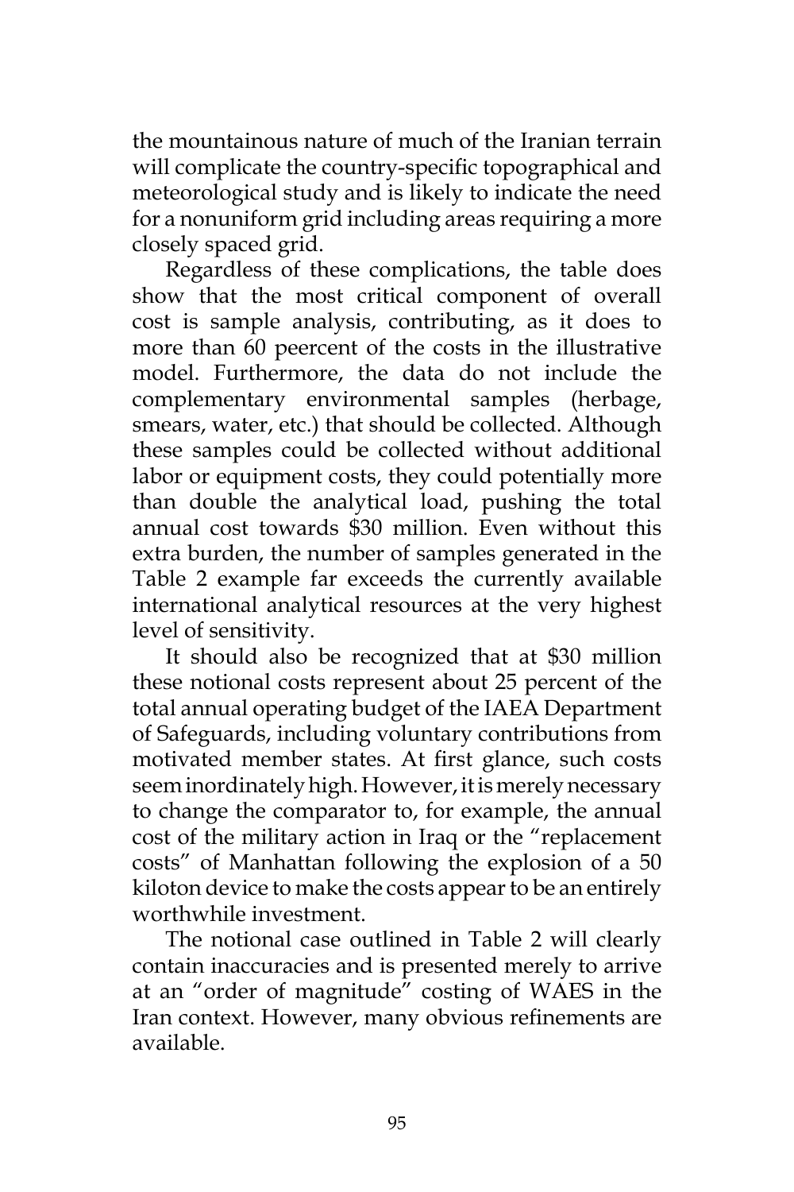the mountainous nature of much of the Iranian terrain will complicate the country-specific topographical and meteorological study and is likely to indicate the need for a nonuniform grid including areas requiring a more closely spaced grid.

Regardless of these complications, the table does show that the most critical component of overall cost is sample analysis, contributing, as it does to more than 60 peercent of the costs in the illustrative model. Furthermore, the data do not include the complementary environmental samples (herbage, smears, water, etc.) that should be collected. Although these samples could be collected without additional labor or equipment costs, they could potentially more than double the analytical load, pushing the total annual cost towards $30 million. Even without this extra burden, the number of samples generated in the Table 2 example far exceeds the currently available international analytical resources at the very highest level of sensitivity.

It should also be recognized that at $30 million these notional costs represent about 25 percent of the total annual operating budget of the IAEA Department of Safeguards, including voluntary contributions from motivated member states. At first glance, such costs seem inordinately high. However, it is merely necessary to change the comparator to, for example, the annual cost of the military action in Iraq or the "replacement costs" of Manhattan following the explosion of a 50 kiloton device to make the costs appear to be an entirely worthwhile investment.

The notional case outlined in Table 2 will clearly contain inaccuracies and is presented merely to arrive at an "order of magnitude" costing of WAES in the Iran context. However, many obvious refinements are available.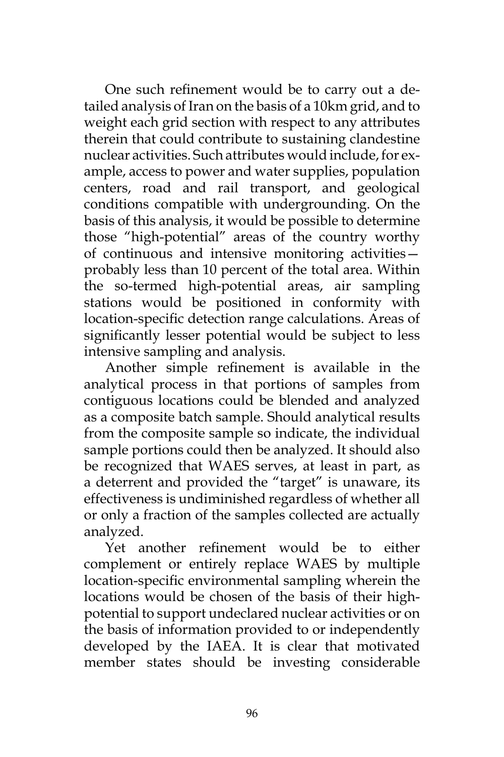One such refinement would be to carry out a detailed analysis of Iran on the basis of a 10km grid, and to weight each grid section with respect to any attributes therein that could contribute to sustaining clandestine nuclear activities. Such attributes would include, for example, access to power and water supplies, population centers, road and rail transport, and geological conditions compatible with undergrounding. On the basis of this analysis, it would be possible to determine those "high-potential" areas of the country worthy of continuous and intensive monitoring activities—probably less than 10 percent of the total area. Within the so-termed high-potential areas, air sampling stations would be positioned in conformity with location-specific detection range calculations. Areas of significantly lesser potential would be subject to less intensive sampling and analysis.

Another simple refinement is available in the analytical process in that portions of samples from contiguous locations could be blended and analyzed as a composite batch sample. Should analytical results from the composite sample so indicate, the individual sample portions could then be analyzed. It should also be recognized that WAES serves, at least in part, as a deterrent and provided the "target" is unaware, its effectiveness is undiminished regardless of whether all or only a fraction of the samples collected are actually analyzed.

Yet another refinement would be to either complement or entirely replace WAES by multiple location-specific environmental sampling wherein the locations would be chosen of the basis of their high-potential to support undeclared nuclear activities or on the basis of information provided to or independently developed by the IAEA. It is clear that motivated member states should be investing considerable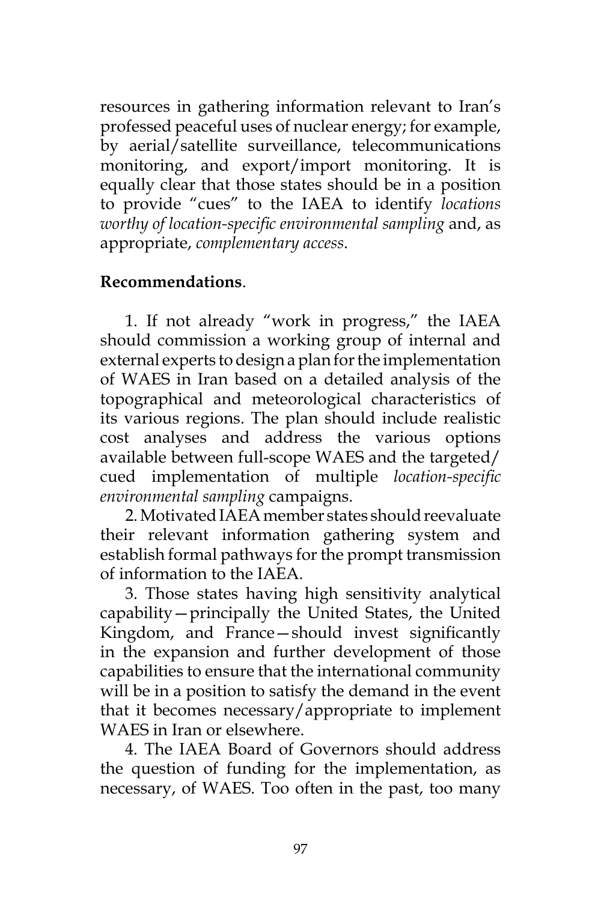resources in gathering information relevant to Iran's professed peaceful uses of nuclear energy; for example, by aerial/satellite surveillance, telecommunications monitoring, and export/import monitoring. It is equally clear that those states should be in a position to provide "cues" to the IAEA to identify *locations worthy of location-specific environmental sampling* and, as appropriate, *complementary access*.

**Recommendations**.

1. If not already "work in progress," the IAEA should commission a working group of internal and external experts to design a plan for the implementation of WAES in Iran based on a detailed analysis of the topographical and meteorological characteristics of its various regions. The plan should include realistic cost analyses and address the various options available between full-scope WAES and the targeted/cued implementation of multiple *location-specific environmental sampling* campaigns.

2. Motivated IAEA member states should reevaluate their relevant information gathering system and establish formal pathways for the prompt transmission of information to the IAEA.

3. Those states having high sensitivity analytical capability—principally the United States, the United Kingdom, and France—should invest significantly in the expansion and further development of those capabilities to ensure that the international community will be in a position to satisfy the demand in the event that it becomes necessary/appropriate to implement WAES in Iran or elsewhere.

4. The IAEA Board of Governors should address the question of funding for the implementation, as necessary, of WAES. Too often in the past, too many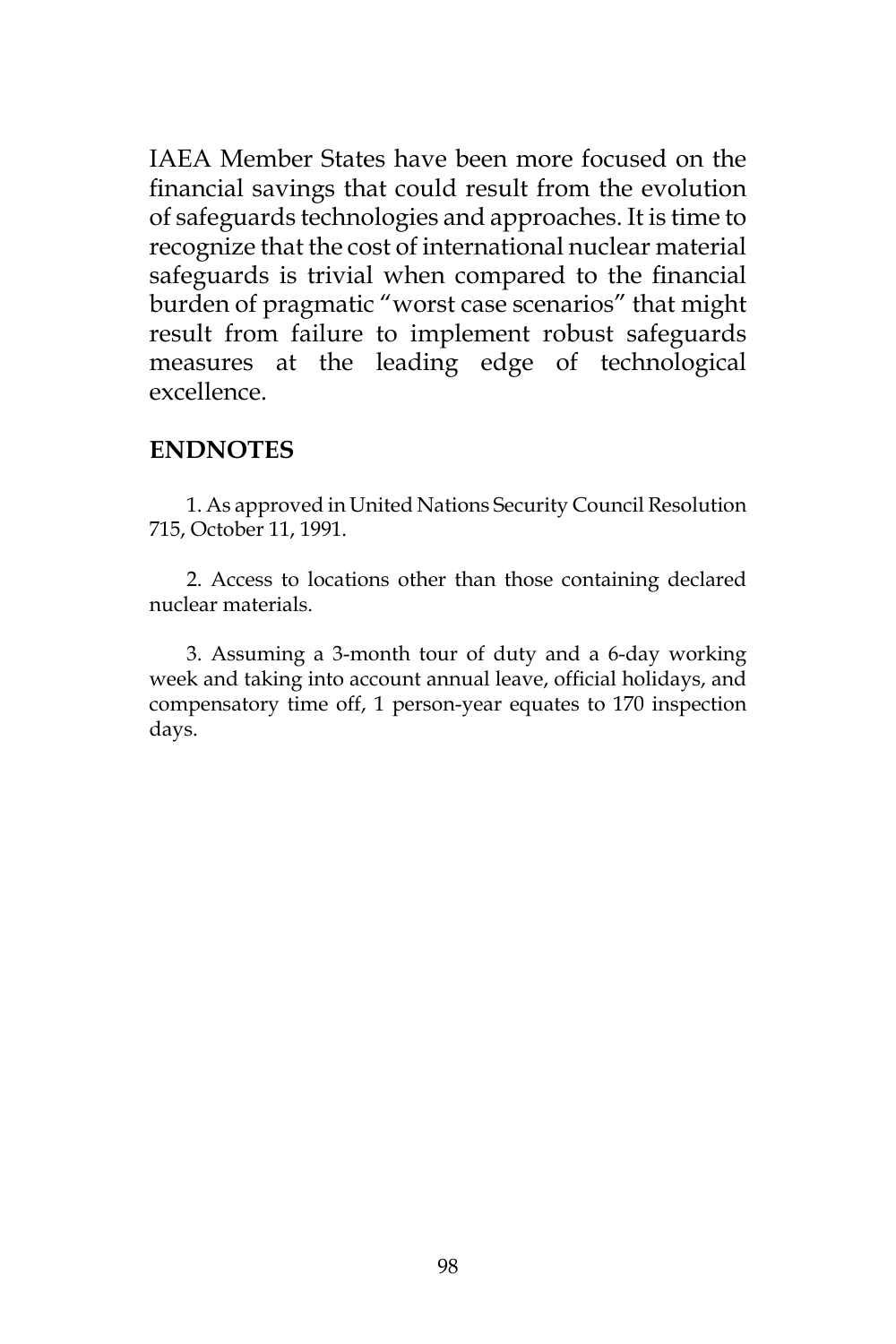IAEA Member States have been more focused on the financial savings that could result from the evolution of safeguards technologies and approaches. It is time to recognize that the cost of international nuclear material safeguards is trivial when compared to the financial burden of pragmatic "worst case scenarios" that might result from failure to implement robust safeguards measures at the leading edge of technological excellence.

## ENDNOTES

1. As approved in United Nations Security Council Resolution 715, October 11, 1991.

2. Access to locations other than those containing declared nuclear materials.

3. Assuming a 3-month tour of duty and a 6-day working week and taking into account annual leave, official holidays, and compensatory time off, 1 person-year equates to 170 inspection days.